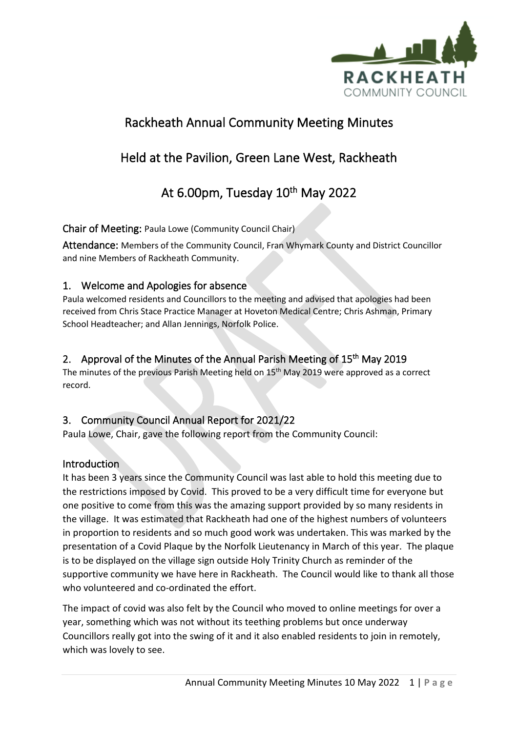# Rackheath Annual Community Meeting Minutes

# Held at the Pavilion, Green Lane West, Rackheath

# At 6.00pm, Tuesday 10th May 2022

**Chair of Meeting:** Paula Lowe (Community Council Chair)

**Attendance:** Members of the Community Council, Fran Whymark County and District Councillor and nine Members of Rackheath Community.

## 1. Welcome and Apologies for absence

Paula welcomed residents and Councillors to the meeting and advised that apologies had been received from Chris Stace Practice Manager at Hoveton Medical Centre; Chris Ashman, Primary School Headteacher; and Allan Jennings, Norfolk Police.

## 2. Approval of the Minutes of the Annual Parish Meeting of 15th May 2019

The minutes of the previous Parish Meeting held on 15th May 2019 were approved as a correct record.

## 3. Community Council Annual Report for 2021/22

Paula Lowe, Chair, gave the following report from the Community Council:

### Introduction

It has been 3 years since the Community Council was last able to hold this meeting due to the restrictions imposed by Covid. This proved to be a very difficult time for everyone but one positive to come from this was the amazing support provided by so many residents in the village. It was estimated that Rackheath had one of the highest numbers of volunteers in proportion to residents and so much good work was undertaken. This was marked by the presentation of a Covid Plaque by the Norfolk Lieutenancy in March of this year. The plaque is to be displayed on the village sign outside Holy Trinity Church as reminder of the supportive community we have here in Rackheath. The Council would like to thank all those who volunteered and co-ordinated the effort.

The impact of covid was also felt by the Council who moved to online meetings for over a year, something which was not without its teething problems but once underway Councillors really got into the swing of it and it also enabled residents to join in remotely, which was lovely to see.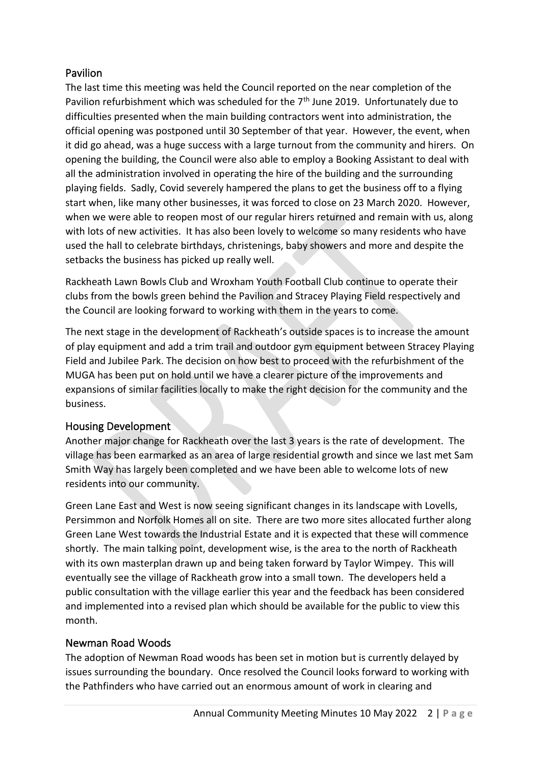## Pavilion

The last time this meeting was held the Council reported on the near completion of the Pavilion refurbishment which was scheduled for the 7th June 2019. Unfortunately due to difficulties presented when the main building contractors went into administration, the official opening was postponed until 30 September of that year. However, the event, when it did go ahead, was a huge success with a large turnout from the community and hirers. On opening the building, the Council were also able to employ a Booking Assistant to deal with all the administration involved in operating the hire of the building and the surrounding playing fields. Sadly, Covid severely hampered the plans to get the business off to a flying start when, like many other businesses, it was forced to close on 23 March 2020. However, when we were able to reopen most of our regular hirers returned and remain with us, along with lots of new activities. It has also been lovely to welcome so many residents who have used the hall to celebrate birthdays, christenings, baby showers and more and despite the setbacks the business has picked up really well.

Rackheath Lawn Bowls Club and Wroxham Youth Football Club continue to operate their clubs from the bowls green behind the Pavilion and Stracey Playing Field respectively and the Council are looking forward to working with them in the years to come.

The next stage in the development of Rackheath's outside spaces is to increase the amount of play equipment and add a trim trail and outdoor gym equipment between Stracey Playing Field and Jubilee Park. The decision on how best to proceed with the refurbishment of the MUGA has been put on hold until we have a clearer picture of the improvements and expansions of similar facilities locally to make the right decision for the community and the business.

## Housing Development

Another major change for Rackheath over the last 3 years is the rate of development. The village has been earmarked as an area of large residential growth and since we last met Sam Smith Way has largely been completed and we have been able to welcome lots of new residents into our community.

Green Lane East and West is now seeing significant changes in its landscape with Lovells, Persimmon and Norfolk Homes all on site. There are two more sites allocated further along Green Lane West towards the Industrial Estate and it is expected that these will commence shortly. The main talking point, development wise, is the area to the north of Rackheath with its own masterplan drawn up and being taken forward by Taylor Wimpey. This will eventually see the village of Rackheath grow into a small town. The developers held a public consultation with the village earlier this year and the feedback has been considered and implemented into a revised plan which should be available for the public to view this month.

## Newman Road Woods

The adoption of Newman Road woods has been set in motion but is currently delayed by issues surrounding the boundary. Once resolved the Council looks forward to working with the Pathfinders who have carried out an enormous amount of work in clearing and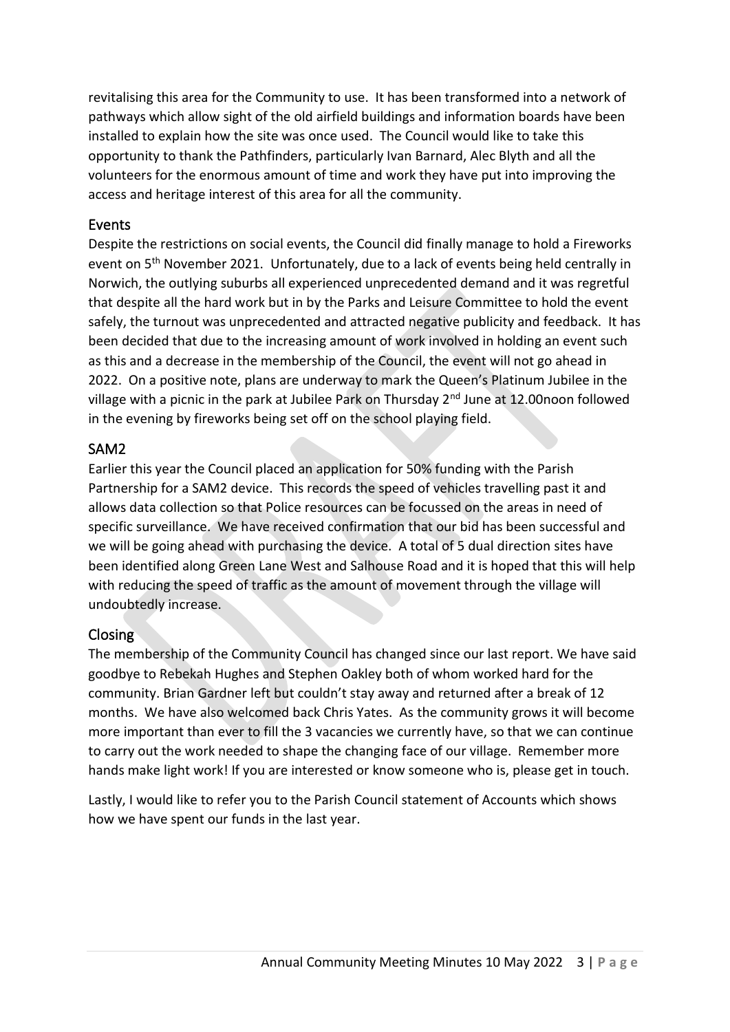revitalising this area for the Community to use. It has been transformed into a network of pathways which allow sight of the old airfield buildings and information boards have been installed to explain how the site was once used. The Council would like to take this opportunity to thank the Pathfinders, particularly Ivan Barnard, Alec Blyth and all the volunteers for the enormous amount of time and work they have put into improving the access and heritage interest of this area for all the community.

## Events

Despite the restrictions on social events, the Council did finally manage to hold a Fireworks event on 5th November 2021. Unfortunately, due to a lack of events being held centrally in Norwich, the outlying suburbs all experienced unprecedented demand and it was regretful that despite all the hard work but in by the Parks and Leisure Committee to hold the event safely, the turnout was unprecedented and attracted negative publicity and feedback. It has been decided that due to the increasing amount of work involved in holding an event such as this and a decrease in the membership of the Council, the event will not go ahead in 2022. On a positive note, plans are underway to mark the Queen's Platinum Jubilee in the village with a picnic in the park at Jubilee Park on Thursday 2nd June at 12.00noon followed in the evening by fireworks being set off on the school playing field.

## SAM2

Earlier this year the Council placed an application for 50% funding with the Parish Partnership for a SAM2 device. This records the speed of vehicles travelling past it and allows data collection so that Police resources can be focussed on the areas in need of specific surveillance. We have received confirmation that our bid has been successful and we will be going ahead with purchasing the device. A total of 5 dual direction sites have been identified along Green Lane West and Salhouse Road and it is hoped that this will help with reducing the speed of traffic as the amount of movement through the village will undoubtedly increase.

## Closing

The membership of the Community Council has changed since our last report. We have said goodbye to Rebekah Hughes and Stephen Oakley both of whom worked hard for the community. Brian Gardner left but couldn't stay away and returned after a break of 12 months. We have also welcomed back Chris Yates. As the community grows it will become more important than ever to fill the 3 vacancies we currently have, so that we can continue to carry out the work needed to shape the changing face of our village. Remember more hands make light work! If you are interested or know someone who is, please get in touch.

Lastly, I would like to refer you to the Parish Council statement of Accounts which shows how we have spent our funds in the last year.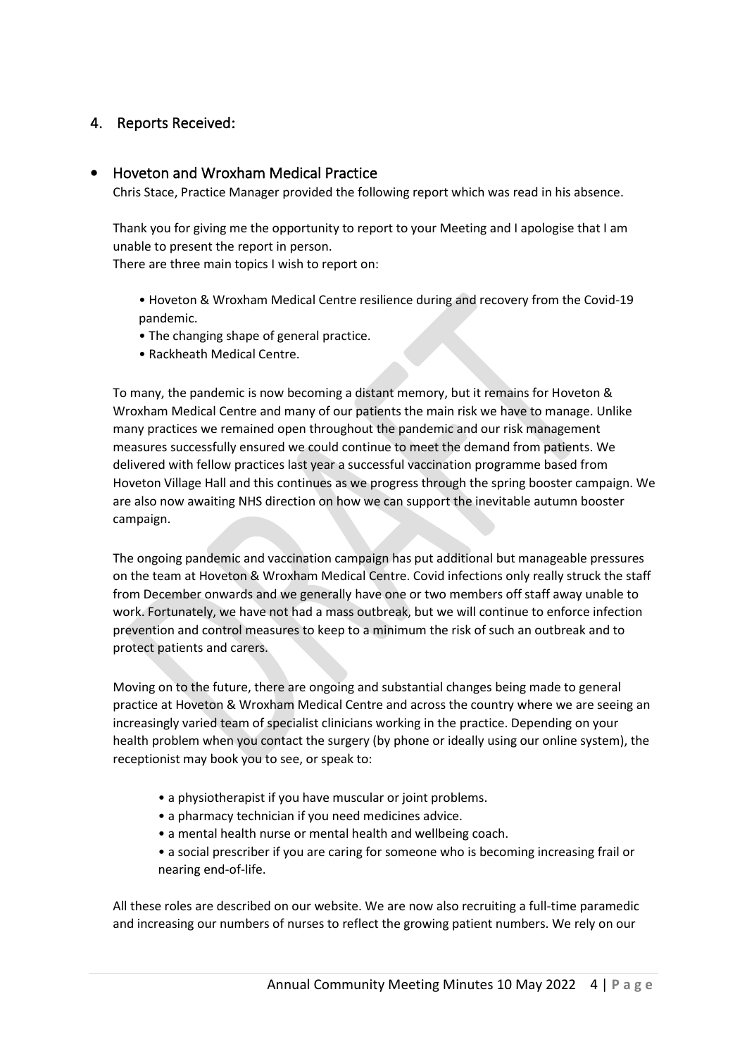## 4. Reports Received:

### • Hoveton and Wroxham Medical Practice

Chris Stace, Practice Manager provided the following report which was read in his absence.

Thank you for giving me the opportunity to report to your Meeting and I apologise that I am unable to present the report in person.
There are three main topics I wish to report on:

- Hoveton & Wroxham Medical Centre resilience during and recovery from the Covid-19 pandemic.
- The changing shape of general practice.
- Rackheath Medical Centre.

To many, the pandemic is now becoming a distant memory, but it remains for Hoveton & Wroxham Medical Centre and many of our patients the main risk we have to manage. Unlike many practices we remained open throughout the pandemic and our risk management measures successfully ensured we could continue to meet the demand from patients. We delivered with fellow practices last year a successful vaccination programme based from Hoveton Village Hall and this continues as we progress through the spring booster campaign. We are also now awaiting NHS direction on how we can support the inevitable autumn booster campaign.

The ongoing pandemic and vaccination campaign has put additional but manageable pressures on the team at Hoveton & Wroxham Medical Centre. Covid infections only really struck the staff from December onwards and we generally have one or two members off staff away unable to work. Fortunately, we have not had a mass outbreak, but we will continue to enforce infection prevention and control measures to keep to a minimum the risk of such an outbreak and to protect patients and carers.

Moving on to the future, there are ongoing and substantial changes being made to general practice at Hoveton & Wroxham Medical Centre and across the country where we are seeing an increasingly varied team of specialist clinicians working in the practice. Depending on your health problem when you contact the surgery (by phone or ideally using our online system), the receptionist may book you to see, or speak to:

- a physiotherapist if you have muscular or joint problems.
- a pharmacy technician if you need medicines advice.
- a mental health nurse or mental health and wellbeing coach.
- a social prescriber if you are caring for someone who is becoming increasing frail or nearing end-of-life.

All these roles are described on our website. We are now also recruiting a full-time paramedic and increasing our numbers of nurses to reflect the growing patient numbers. We rely on our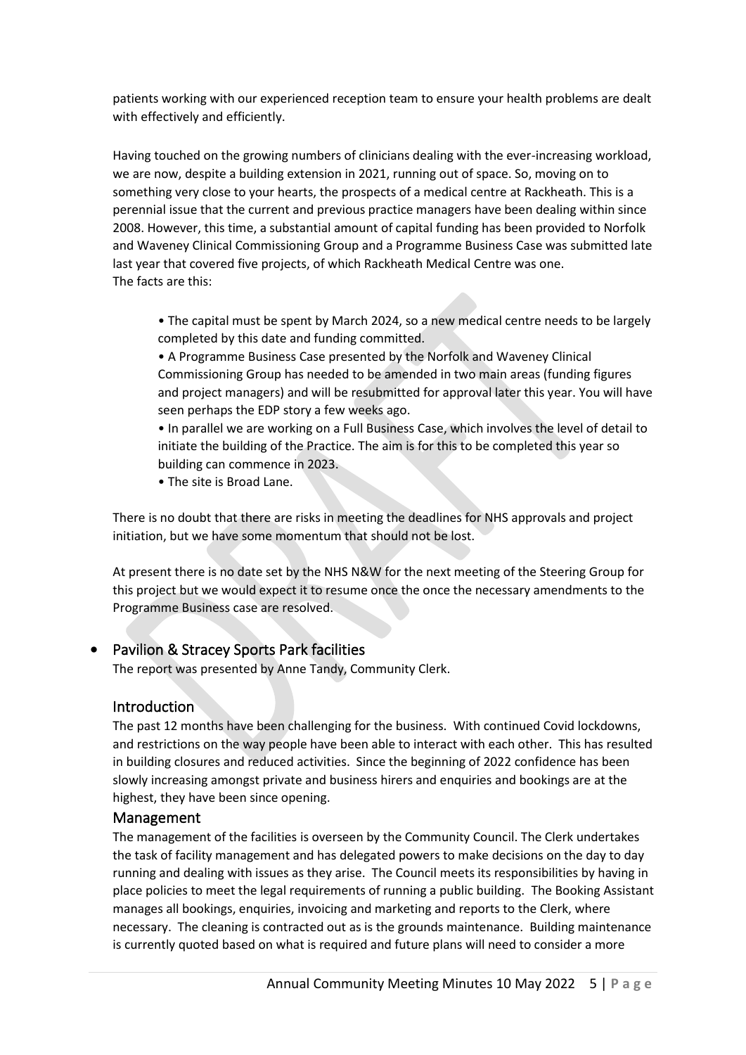patients working with our experienced reception team to ensure your health problems are dealt with effectively and efficiently.

Having touched on the growing numbers of clinicians dealing with the ever-increasing workload, we are now, despite a building extension in 2021, running out of space. So, moving on to something very close to your hearts, the prospects of a medical centre at Rackheath. This is a perennial issue that the current and previous practice managers have been dealing within since 2008. However, this time, a substantial amount of capital funding has been provided to Norfolk and Waveney Clinical Commissioning Group and a Programme Business Case was submitted late last year that covered five projects, of which Rackheath Medical Centre was one.
The facts are this:

- The capital must be spent by March 2024, so a new medical centre needs to be largely completed by this date and funding committed.
- A Programme Business Case presented by the Norfolk and Waveney Clinical Commissioning Group has needed to be amended in two main areas (funding figures and project managers) and will be resubmitted for approval later this year. You will have seen perhaps the EDP story a few weeks ago.
- In parallel we are working on a Full Business Case, which involves the level of detail to initiate the building of the Practice. The aim is for this to be completed this year so building can commence in 2023.
- The site is Broad Lane.

There is no doubt that there are risks in meeting the deadlines for NHS approvals and project initiation, but we have some momentum that should not be lost.

At present there is no date set by the NHS N&W for the next meeting of the Steering Group for this project but we would expect it to resume once the once the necessary amendments to the Programme Business case are resolved.

- Pavilion & Stracey Sports Park facilities

The report was presented by Anne Tandy, Community Clerk.

## Introduction

The past 12 months have been challenging for the business. With continued Covid lockdowns, and restrictions on the way people have been able to interact with each other. This has resulted in building closures and reduced activities. Since the beginning of 2022 confidence has been slowly increasing amongst private and business hirers and enquiries and bookings are at the highest, they have been since opening.

## Management

The management of the facilities is overseen by the Community Council. The Clerk undertakes the task of facility management and has delegated powers to make decisions on the day to day running and dealing with issues as they arise. The Council meets its responsibilities by having in place policies to meet the legal requirements of running a public building. The Booking Assistant manages all bookings, enquiries, invoicing and marketing and reports to the Clerk, where necessary. The cleaning is contracted out as is the grounds maintenance. Building maintenance is currently quoted based on what is required and future plans will need to consider a more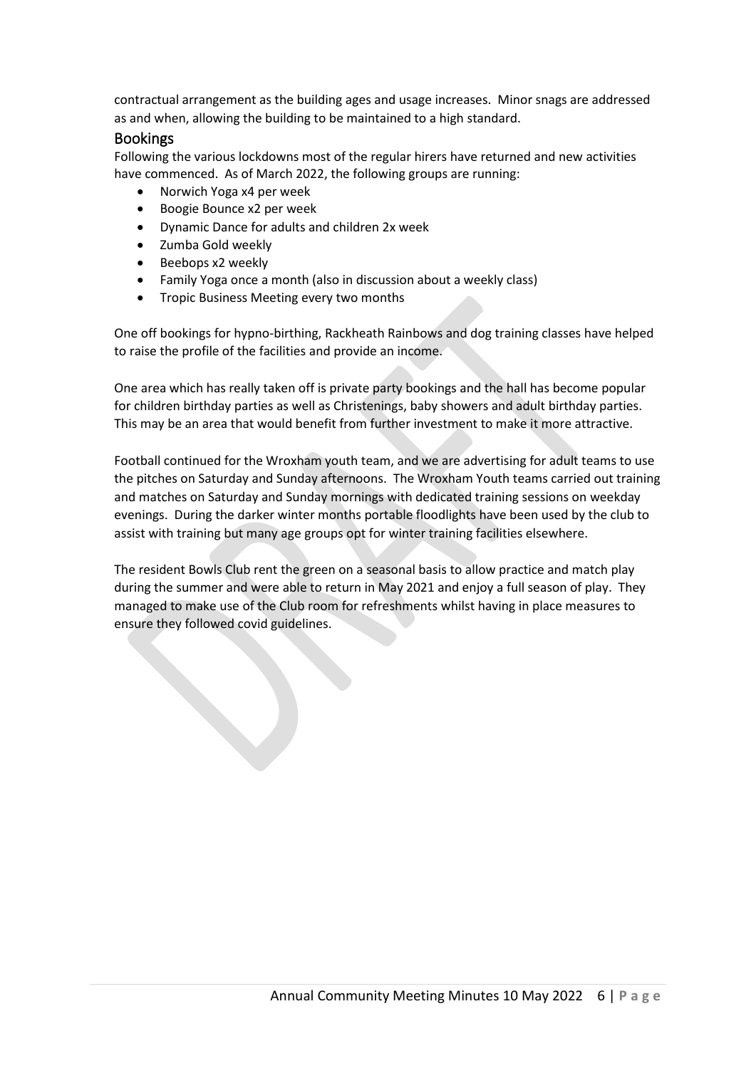contractual arrangement as the building ages and usage increases. Minor snags are addressed as and when, allowing the building to be maintained to a high standard.

## Bookings

Following the various lockdowns most of the regular hirers have returned and new activities have commenced. As of March 2022, the following groups are running:

- Norwich Yoga x4 per week
- Boogie Bounce x2 per week
- Dynamic Dance for adults and children 2x week
- Zumba Gold weekly
- Beebops x2 weekly
- Family Yoga once a month (also in discussion about a weekly class)
- Tropic Business Meeting every two months

One off bookings for hypno-birthing, Rackheath Rainbows and dog training classes have helped to raise the profile of the facilities and provide an income.

One area which has really taken off is private party bookings and the hall has become popular for children birthday parties as well as Christenings, baby showers and adult birthday parties. This may be an area that would benefit from further investment to make it more attractive.

Football continued for the Wroxham youth team, and we are advertising for adult teams to use the pitches on Saturday and Sunday afternoons. The Wroxham Youth teams carried out training and matches on Saturday and Sunday mornings with dedicated training sessions on weekday evenings. During the darker winter months portable floodlights have been used by the club to assist with training but many age groups opt for winter training facilities elsewhere.

The resident Bowls Club rent the green on a seasonal basis to allow practice and match play during the summer and were able to return in May 2021 and enjoy a full season of play. They managed to make use of the Club room for refreshments whilst having in place measures to ensure they followed covid guidelines.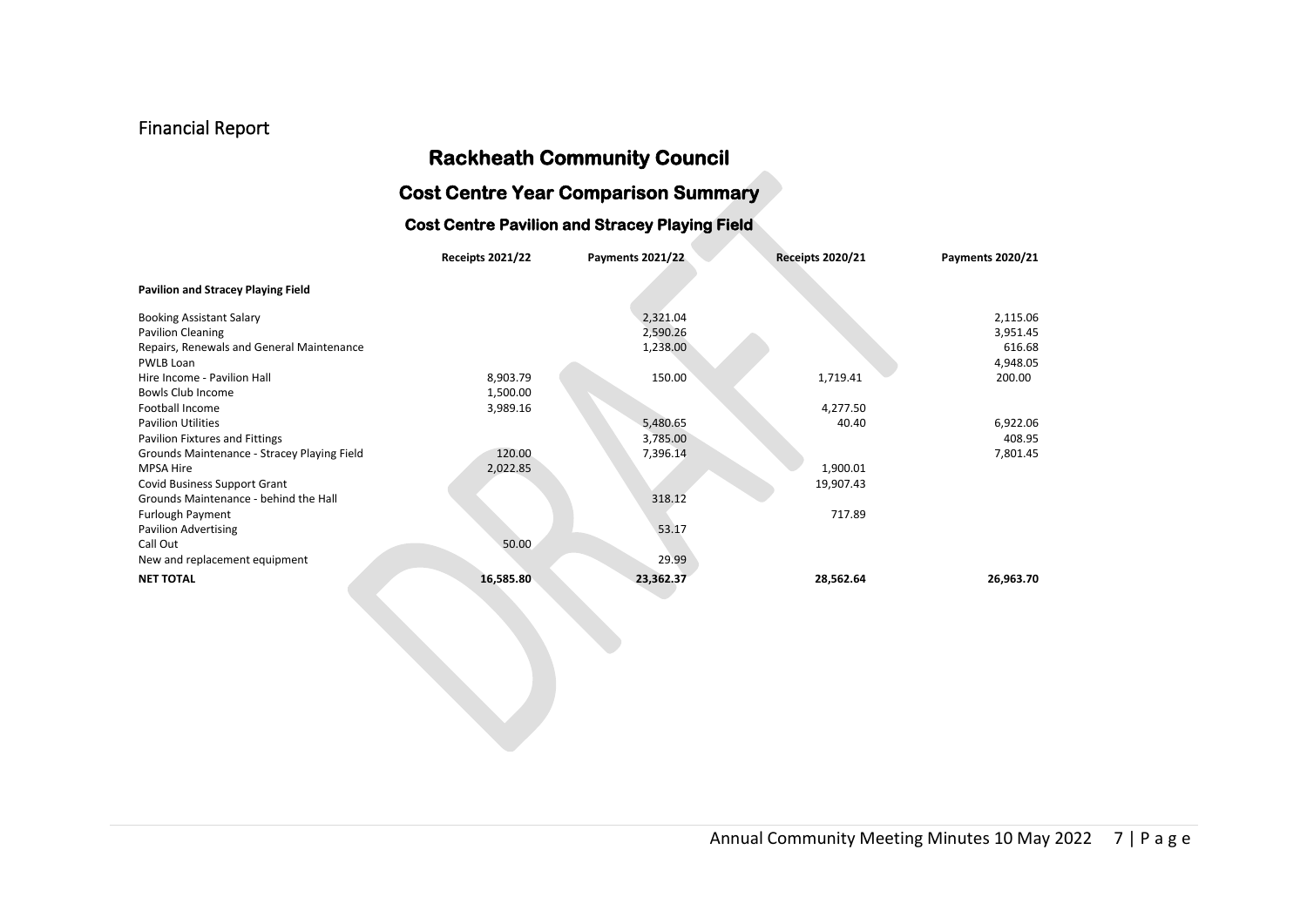## Financial Report

# Rackheath Community Council

## Cost Centre Year Comparison Summary

### Cost Centre Pavilion and Stracey Playing Field

| | Receipts 2021/22 | Payments 2021/22 | Receipts 2020/21 | Payments 2020/21 |
|---|---|---|---|---|
| **Pavilion and Stracey Playing Field** | | | | |
| Booking Assistant Salary | | 2,321.04 | | 2,115.06 |
| Pavilion Cleaning | | 2,590.26 | | 3,951.45 |
| Repairs, Renewals and General Maintenance | | 1,238.00 | | 616.68 |
| PWLB Loan | | | | 4,948.05 |
| Hire Income - Pavilion Hall | 8,903.79 | 150.00 | 1,719.41 | 200.00 |
| Bowls Club Income | 1,500.00 | | | |
| Football Income | 3,989.16 | | 4,277.50 | |
| Pavilion Utilities | | 5,480.65 | 40.40 | 6,922.06 |
| Pavilion Fixtures and Fittings | | 3,785.00 | | 408.95 |
| Grounds Maintenance - Stracey Playing Field | 120.00 | 7,396.14 | | 7,801.45 |
| MPSA Hire | 2,022.85 | | 1,900.01 | |
| Covid Business Support Grant | | | 19,907.43 | |
| Grounds Maintenance - behind the Hall | | 318.12 | | |
| Furlough Payment | | | 717.89 | |
| Pavilion Advertising | | 53.17 | | |
| Call Out | 50.00 | | | |
| New and replacement equipment | | 29.99 | | |
| **NET TOTAL** | **16,585.80** | **23,362.37** | **28,562.64** | **26,963.70** |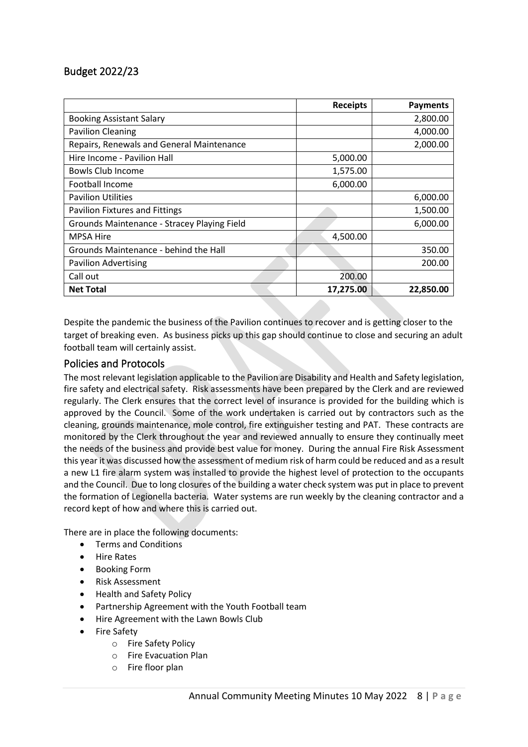## Budget 2022/23

| | Receipts | Payments |
|---|---|---|
| Booking Assistant Salary | | 2,800.00 |
| Pavilion Cleaning | | 4,000.00 |
| Repairs, Renewals and General Maintenance | | 2,000.00 |
| Hire Income - Pavilion Hall | 5,000.00 | |
| Bowls Club Income | 1,575.00 | |
| Football Income | 6,000.00 | |
| Pavilion Utilities | | 6,000.00 |
| Pavilion Fixtures and Fittings | | 1,500.00 |
| Grounds Maintenance - Stracey Playing Field | | 6,000.00 |
| MPSA Hire | 4,500.00 | |
| Grounds Maintenance - behind the Hall | | 350.00 |
| Pavilion Advertising | | 200.00 |
| Call out | 200.00 | |
| **Net Total** | **17,275.00** | **22,850.00** |

Despite the pandemic the business of the Pavilion continues to recover and is getting closer to the target of breaking even. As business picks up this gap should continue to close and securing an adult football team will certainly assist.

## Policies and Protocols

The most relevant legislation applicable to the Pavilion are Disability and Health and Safety legislation, fire safety and electrical safety. Risk assessments have been prepared by the Clerk and are reviewed regularly. The Clerk ensures that the correct level of insurance is provided for the building which is approved by the Council. Some of the work undertaken is carried out by contractors such as the cleaning, grounds maintenance, mole control, fire extinguisher testing and PAT. These contracts are monitored by the Clerk throughout the year and reviewed annually to ensure they continually meet the needs of the business and provide best value for money. During the annual Fire Risk Assessment this year it was discussed how the assessment of medium risk of harm could be reduced and as a result a new L1 fire alarm system was installed to provide the highest level of protection to the occupants and the Council. Due to long closures of the building a water check system was put in place to prevent the formation of Legionella bacteria. Water systems are run weekly by the cleaning contractor and a record kept of how and where this is carried out.

There are in place the following documents:

- Terms and Conditions
- Hire Rates
- Booking Form
- Risk Assessment
- Health and Safety Policy
- Partnership Agreement with the Youth Football team
- Hire Agreement with the Lawn Bowls Club
- Fire Safety
  - Fire Safety Policy
  - Fire Evacuation Plan
  - Fire floor plan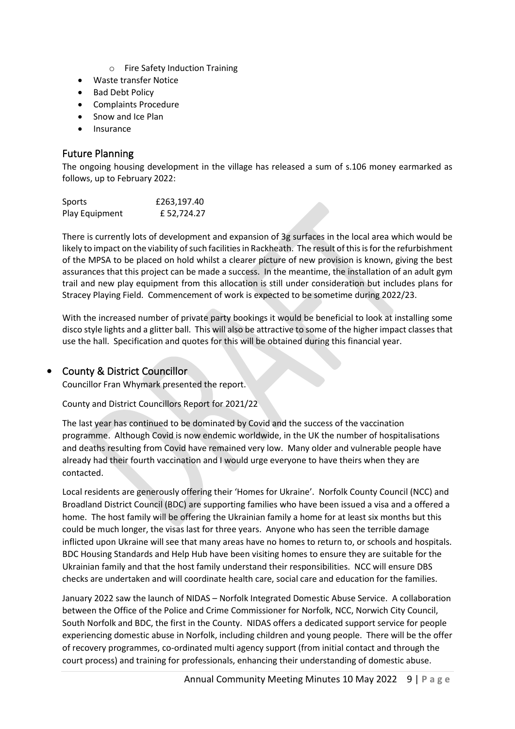- Fire Safety Induction Training
- Waste transfer Notice
- Bad Debt Policy
- Complaints Procedure
- Snow and Ice Plan
- Insurance

## Future Planning

The ongoing housing development in the village has released a sum of s.106 money earmarked as follows, up to February 2022:

| Sports | £263,197.40 |
|---|---|
| Play Equipment | £ 52,724.27 |

There is currently lots of development and expansion of 3g surfaces in the local area which would be likely to impact on the viability of such facilities in Rackheath. The result of this is for the refurbishment of the MPSA to be placed on hold whilst a clearer picture of new provision is known, giving the best assurances that this project can be made a success. In the meantime, the installation of an adult gym trail and new play equipment from this allocation is still under consideration but includes plans for Stracey Playing Field. Commencement of work is expected to be sometime during 2022/23.

With the increased number of private party bookings it would be beneficial to look at installing some disco style lights and a glitter ball. This will also be attractive to some of the higher impact classes that use the hall. Specification and quotes for this will be obtained during this financial year.

- ## County & District Councillor

Councillor Fran Whymark presented the report.

County and District Councillors Report for 2021/22

The last year has continued to be dominated by Covid and the success of the vaccination programme. Although Covid is now endemic worldwide, in the UK the number of hospitalisations and deaths resulting from Covid have remained very low. Many older and vulnerable people have already had their fourth vaccination and I would urge everyone to have theirs when they are contacted.

Local residents are generously offering their 'Homes for Ukraine'. Norfolk County Council (NCC) and Broadland District Council (BDC) are supporting families who have been issued a visa and a offered a home. The host family will be offering the Ukrainian family a home for at least six months but this could be much longer, the visas last for three years. Anyone who has seen the terrible damage inflicted upon Ukraine will see that many areas have no homes to return to, or schools and hospitals. BDC Housing Standards and Help Hub have been visiting homes to ensure they are suitable for the Ukrainian family and that the host family understand their responsibilities. NCC will ensure DBS checks are undertaken and will coordinate health care, social care and education for the families.

January 2022 saw the launch of NIDAS – Norfolk Integrated Domestic Abuse Service. A collaboration between the Office of the Police and Crime Commissioner for Norfolk, NCC, Norwich City Council, South Norfolk and BDC, the first in the County. NIDAS offers a dedicated support service for people experiencing domestic abuse in Norfolk, including children and young people. There will be the offer of recovery programmes, co-ordinated multi agency support (from initial contact and through the court process) and training for professionals, enhancing their understanding of domestic abuse.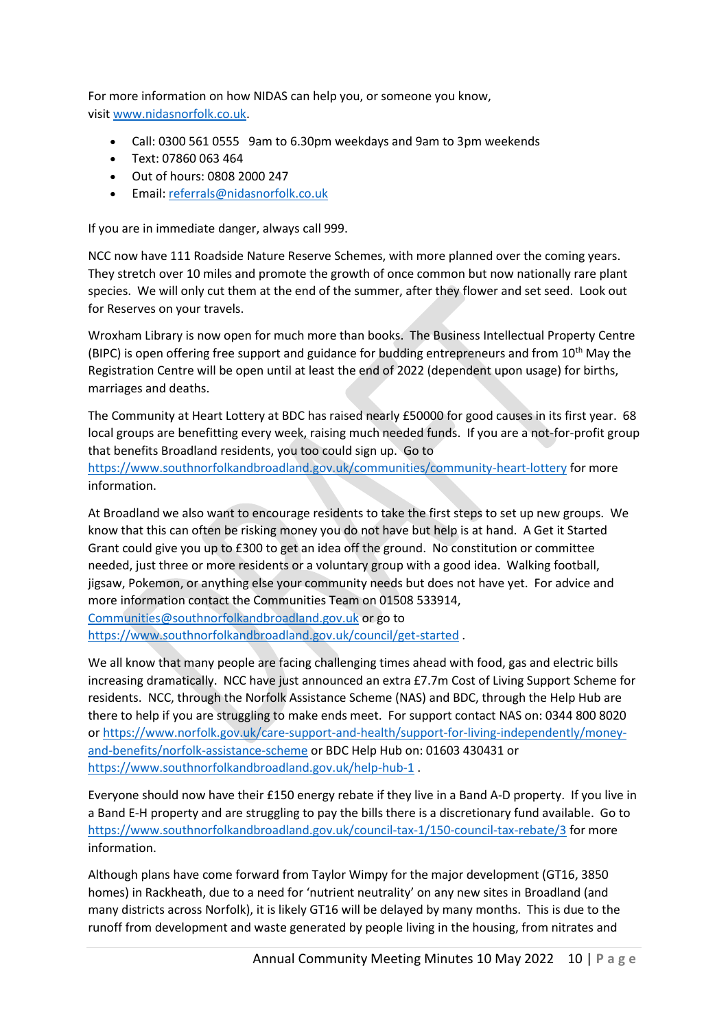For more information on how NIDAS can help you, or someone you know, visit www.nidasnorfolk.co.uk.

- Call: 0300 561 0555   9am to 6.30pm weekdays and 9am to 3pm weekends
- Text: 07860 063 464
- Out of hours: 0808 2000 247
- Email: referrals@nidasnorfolk.co.uk

If you are in immediate danger, always call 999.

NCC now have 111 Roadside Nature Reserve Schemes, with more planned over the coming years. They stretch over 10 miles and promote the growth of once common but now nationally rare plant species. We will only cut them at the end of the summer, after they flower and set seed. Look out for Reserves on your travels.

Wroxham Library is now open for much more than books. The Business Intellectual Property Centre (BIPC) is open offering free support and guidance for budding entrepreneurs and from 10th May the Registration Centre will be open until at least the end of 2022 (dependent upon usage) for births, marriages and deaths.

The Community at Heart Lottery at BDC has raised nearly £50000 for good causes in its first year. 68 local groups are benefitting every week, raising much needed funds. If you are a not-for-profit group that benefits Broadland residents, you too could sign up. Go to https://www.southnorfolkandbroadland.gov.uk/communities/community-heart-lottery for more information.

At Broadland we also want to encourage residents to take the first steps to set up new groups. We know that this can often be risking money you do not have but help is at hand. A Get it Started Grant could give you up to £300 to get an idea off the ground. No constitution or committee needed, just three or more residents or a voluntary group with a good idea. Walking football, jigsaw, Pokemon, or anything else your community needs but does not have yet. For advice and more information contact the Communities Team on 01508 533914, Communities@southnorfolkandbroadland.gov.uk or go to https://www.southnorfolkandbroadland.gov.uk/council/get-started .

We all know that many people are facing challenging times ahead with food, gas and electric bills increasing dramatically. NCC have just announced an extra £7.7m Cost of Living Support Scheme for residents. NCC, through the Norfolk Assistance Scheme (NAS) and BDC, through the Help Hub are there to help if you are struggling to make ends meet. For support contact NAS on: 0344 800 8020 or https://www.norfolk.gov.uk/care-support-and-health/support-for-living-independently/money-and-benefits/norfolk-assistance-scheme or BDC Help Hub on: 01603 430431 or https://www.southnorfolkandbroadland.gov.uk/help-hub-1 .

Everyone should now have their £150 energy rebate if they live in a Band A-D property. If you live in a Band E-H property and are struggling to pay the bills there is a discretionary fund available. Go to https://www.southnorfolkandbroadland.gov.uk/council-tax-1/150-council-tax-rebate/3 for more information.

Although plans have come forward from Taylor Wimpy for the major development (GT16, 3850 homes) in Rackheath, due to a need for 'nutrient neutrality' on any new sites in Broadland (and many districts across Norfolk), it is likely GT16 will be delayed by many months. This is due to the runoff from development and waste generated by people living in the housing, from nitrates and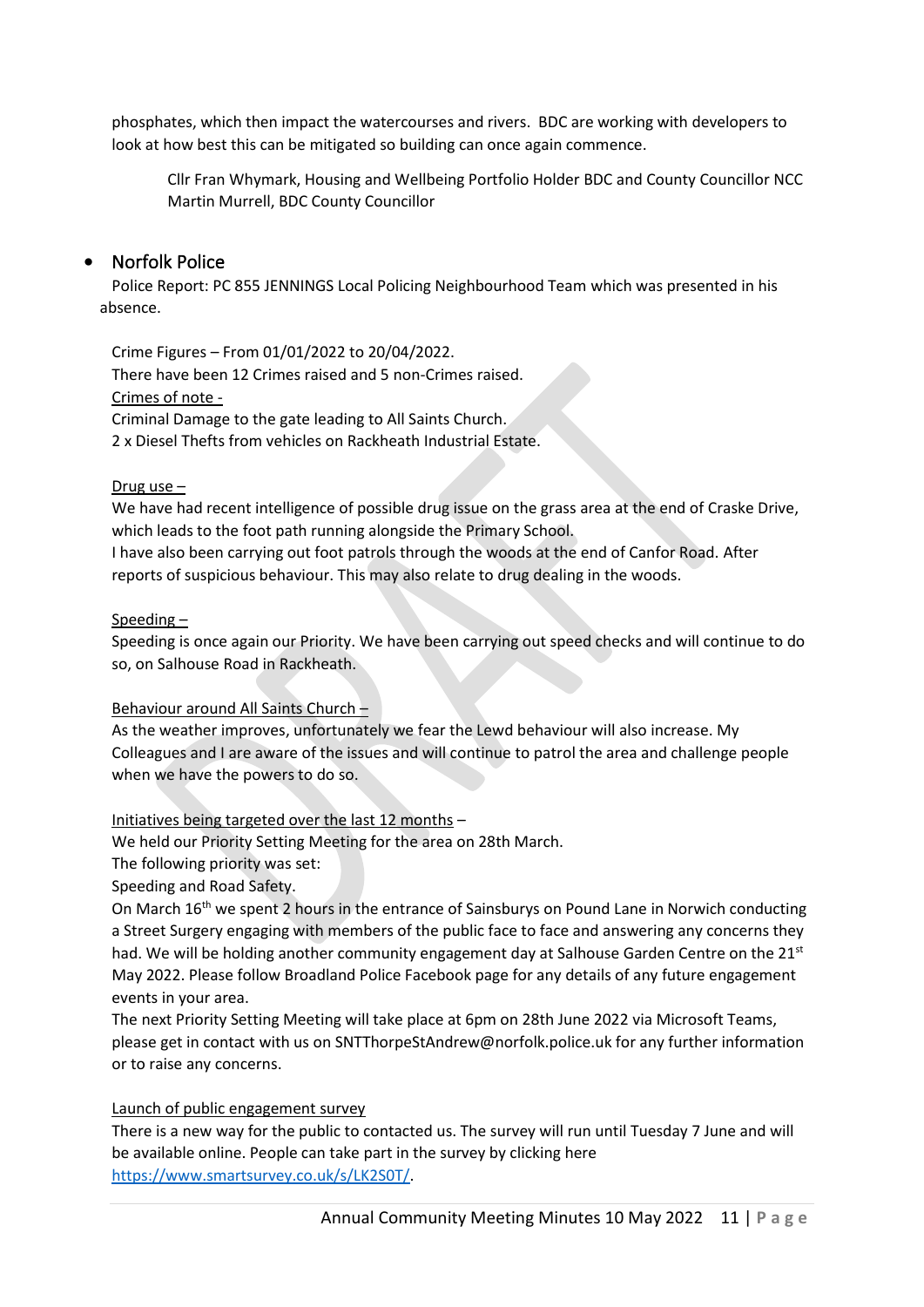phosphates, which then impact the watercourses and rivers. BDC are working with developers to look at how best this can be mitigated so building can once again commence.

> Cllr Fran Whymark, Housing and Wellbeing Portfolio Holder BDC and County Councillor NCC
> Martin Murrell, BDC County Councillor

- Norfolk Police

Police Report: PC 855 JENNINGS Local Policing Neighbourhood Team which was presented in his absence.

Crime Figures – From 01/01/2022 to 20/04/2022.
There have been 12 Crimes raised and 5 non-Crimes raised.
Crimes of note -
Criminal Damage to the gate leading to All Saints Church.
2 x Diesel Thefts from vehicles on Rackheath Industrial Estate.

Drug use –
We have had recent intelligence of possible drug issue on the grass area at the end of Craske Drive, which leads to the foot path running alongside the Primary School.
I have also been carrying out foot patrols through the woods at the end of Canfor Road. After reports of suspicious behaviour. This may also relate to drug dealing in the woods.

Speeding –
Speeding is once again our Priority. We have been carrying out speed checks and will continue to do so, on Salhouse Road in Rackheath.

Behaviour around All Saints Church –
As the weather improves, unfortunately we fear the Lewd behaviour will also increase. My Colleagues and I are aware of the issues and will continue to patrol the area and challenge people when we have the powers to do so.

Initiatives being targeted over the last 12 months –
We held our Priority Setting Meeting for the area on 28th March.
The following priority was set:
Speeding and Road Safety.
On March 16th we spent 2 hours in the entrance of Sainsburys on Pound Lane in Norwich conducting a Street Surgery engaging with members of the public face to face and answering any concerns they had. We will be holding another community engagement day at Salhouse Garden Centre on the 21st May 2022. Please follow Broadland Police Facebook page for any details of any future engagement events in your area.
The next Priority Setting Meeting will take place at 6pm on 28th June 2022 via Microsoft Teams, please get in contact with us on SNTThorpeStAndrew@norfolk.police.uk for any further information or to raise any concerns.

Launch of public engagement survey
There is a new way for the public to contacted us. The survey will run until Tuesday 7 June and will be available online. People can take part in the survey by clicking here https://www.smartsurvey.co.uk/s/LK2S0T/.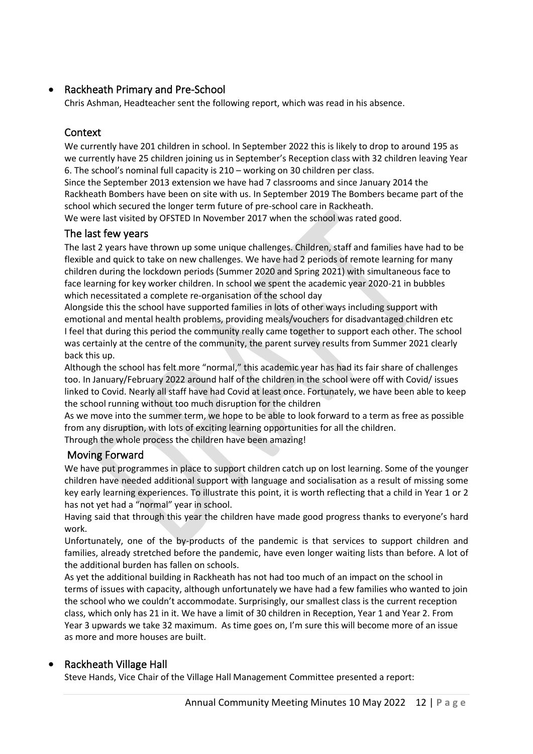- Rackheath Primary and Pre-School

Chris Ashman, Headteacher sent the following report, which was read in his absence.

## Context

We currently have 201 children in school. In September 2022 this is likely to drop to around 195 as we currently have 25 children joining us in September's Reception class with 32 children leaving Year 6. The school's nominal full capacity is 210 – working on 30 children per class.
Since the September 2013 extension we have had 7 classrooms and since January 2014 the Rackheath Bombers have been on site with us. In September 2019 The Bombers became part of the school which secured the longer term future of pre-school care in Rackheath.
We were last visited by OFSTED In November 2017 when the school was rated good.

## The last few years

The last 2 years have thrown up some unique challenges. Children, staff and families have had to be flexible and quick to take on new challenges. We have had 2 periods of remote learning for many children during the lockdown periods (Summer 2020 and Spring 2021) with simultaneous face to face learning for key worker children. In school we spent the academic year 2020-21 in bubbles which necessitated a complete re-organisation of the school day
Alongside this the school have supported families in lots of other ways including support with emotional and mental health problems, providing meals/vouchers for disadvantaged children etc
I feel that during this period the community really came together to support each other. The school was certainly at the centre of the community, the parent survey results from Summer 2021 clearly back this up.
Although the school has felt more "normal," this academic year has had its fair share of challenges too. In January/February 2022 around half of the children in the school were off with Covid/ issues linked to Covid. Nearly all staff have had Covid at least once. Fortunately, we have been able to keep the school running without too much disruption for the children
As we move into the summer term, we hope to be able to look forward to a term as free as possible from any disruption, with lots of exciting learning opportunities for all the children.
Through the whole process the children have been amazing!

## Moving Forward

We have put programmes in place to support children catch up on lost learning. Some of the younger children have needed additional support with language and socialisation as a result of missing some key early learning experiences. To illustrate this point, it is worth reflecting that a child in Year 1 or 2 has not yet had a "normal" year in school.
Having said that through this year the children have made good progress thanks to everyone's hard work.
Unfortunately, one of the by-products of the pandemic is that services to support children and families, already stretched before the pandemic, have even longer waiting lists than before. A lot of the additional burden has fallen on schools.
As yet the additional building in Rackheath has not had too much of an impact on the school in terms of issues with capacity, although unfortunately we have had a few families who wanted to join the school who we couldn't accommodate. Surprisingly, our smallest class is the current reception class, which only has 21 in it. We have a limit of 30 children in Reception, Year 1 and Year 2. From Year 3 upwards we take 32 maximum. As time goes on, I'm sure this will become more of an issue as more and more houses are built.

- Rackheath Village Hall

Steve Hands, Vice Chair of the Village Hall Management Committee presented a report: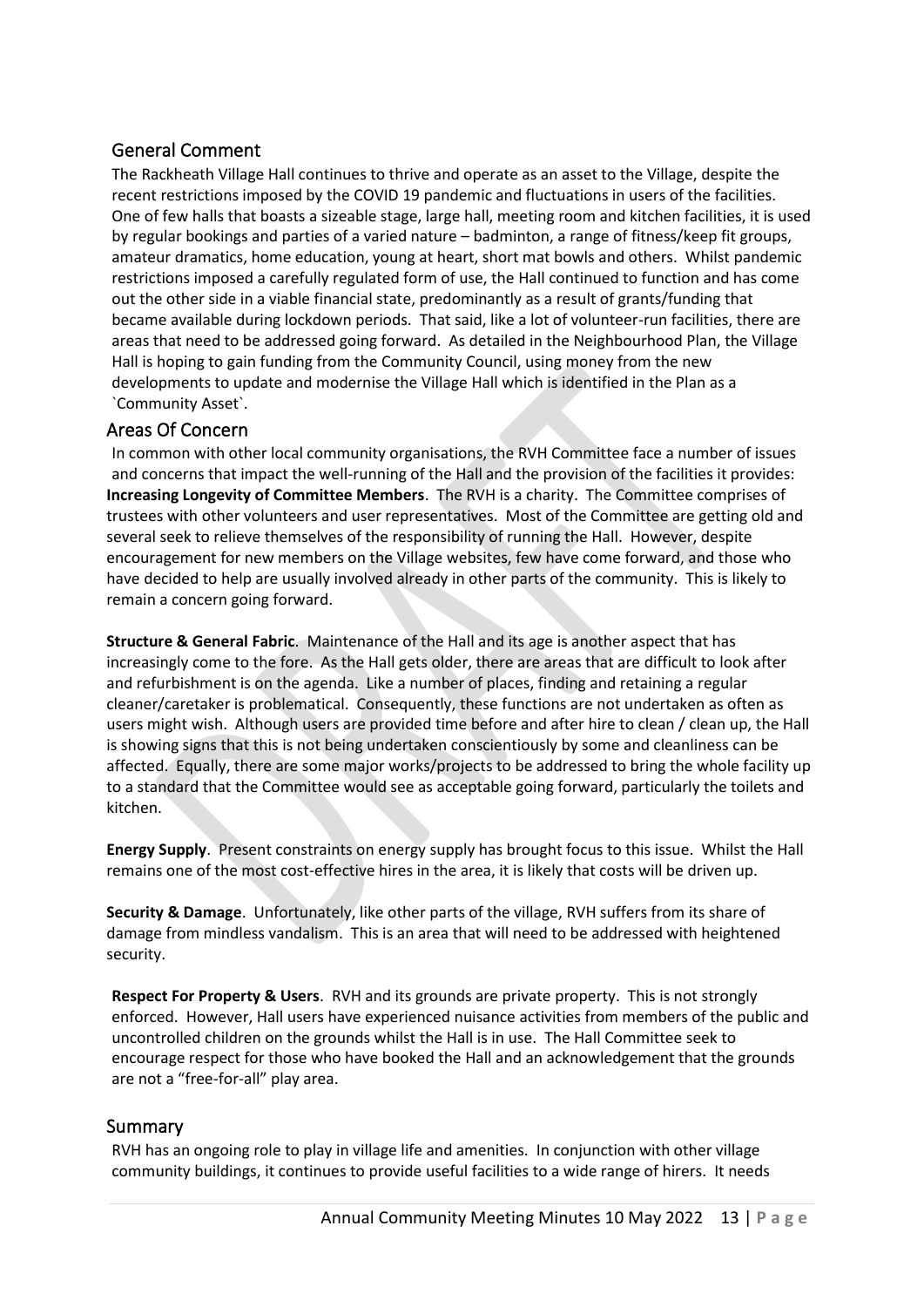## General Comment

The Rackheath Village Hall continues to thrive and operate as an asset to the Village, despite the recent restrictions imposed by the COVID 19 pandemic and fluctuations in users of the facilities. One of few halls that boasts a sizeable stage, large hall, meeting room and kitchen facilities, it is used by regular bookings and parties of a varied nature – badminton, a range of fitness/keep fit groups, amateur dramatics, home education, young at heart, short mat bowls and others. Whilst pandemic restrictions imposed a carefully regulated form of use, the Hall continued to function and has come out the other side in a viable financial state, predominantly as a result of grants/funding that became available during lockdown periods. That said, like a lot of volunteer-run facilities, there are areas that need to be addressed going forward. As detailed in the Neighbourhood Plan, the Village Hall is hoping to gain funding from the Community Council, using money from the new developments to update and modernise the Village Hall which is identified in the Plan as a `Community Asset`.

## Areas Of Concern

In common with other local community organisations, the RVH Committee face a number of issues and concerns that impact the well-running of the Hall and the provision of the facilities it provides:

**Increasing Longevity of Committee Members**. The RVH is a charity. The Committee comprises of trustees with other volunteers and user representatives. Most of the Committee are getting old and several seek to relieve themselves of the responsibility of running the Hall. However, despite encouragement for new members on the Village websites, few have come forward, and those who have decided to help are usually involved already in other parts of the community. This is likely to remain a concern going forward.

**Structure & General Fabric**. Maintenance of the Hall and its age is another aspect that has increasingly come to the fore. As the Hall gets older, there are areas that are difficult to look after and refurbishment is on the agenda. Like a number of places, finding and retaining a regular cleaner/caretaker is problematical. Consequently, these functions are not undertaken as often as users might wish. Although users are provided time before and after hire to clean / clean up, the Hall is showing signs that this is not being undertaken conscientiously by some and cleanliness can be affected. Equally, there are some major works/projects to be addressed to bring the whole facility up to a standard that the Committee would see as acceptable going forward, particularly the toilets and kitchen.

**Energy Supply**. Present constraints on energy supply has brought focus to this issue. Whilst the Hall remains one of the most cost-effective hires in the area, it is likely that costs will be driven up.

**Security & Damage**. Unfortunately, like other parts of the village, RVH suffers from its share of damage from mindless vandalism. This is an area that will need to be addressed with heightened security.

**Respect For Property & Users**. RVH and its grounds are private property. This is not strongly enforced. However, Hall users have experienced nuisance activities from members of the public and uncontrolled children on the grounds whilst the Hall is in use. The Hall Committee seek to encourage respect for those who have booked the Hall and an acknowledgement that the grounds are not a "free-for-all" play area.

## Summary

RVH has an ongoing role to play in village life and amenities. In conjunction with other village community buildings, it continues to provide useful facilities to a wide range of hirers. It needs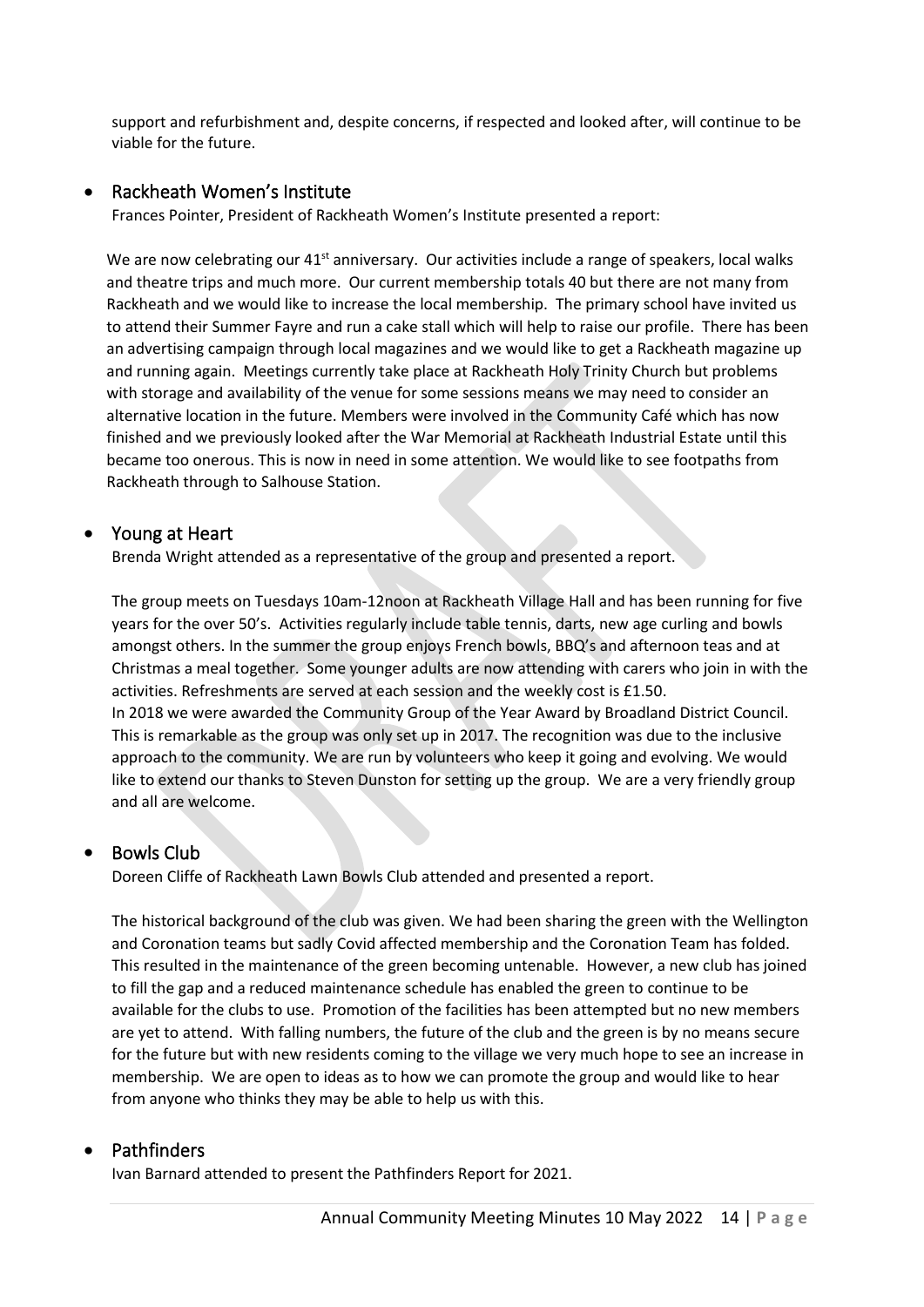support and refurbishment and, despite concerns, if respected and looked after, will continue to be viable for the future.

- Rackheath Women's Institute

  Frances Pointer, President of Rackheath Women's Institute presented a report:

  We are now celebrating our 41st anniversary. Our activities include a range of speakers, local walks and theatre trips and much more. Our current membership totals 40 but there are not many from Rackheath and we would like to increase the local membership. The primary school have invited us to attend their Summer Fayre and run a cake stall which will help to raise our profile. There has been an advertising campaign through local magazines and we would like to get a Rackheath magazine up and running again. Meetings currently take place at Rackheath Holy Trinity Church but problems with storage and availability of the venue for some sessions means we may need to consider an alternative location in the future. Members were involved in the Community Café which has now finished and we previously looked after the War Memorial at Rackheath Industrial Estate until this became too onerous. This is now in need in some attention. We would like to see footpaths from Rackheath through to Salhouse Station.

- Young at Heart

  Brenda Wright attended as a representative of the group and presented a report.

  The group meets on Tuesdays 10am-12noon at Rackheath Village Hall and has been running for five years for the over 50's. Activities regularly include table tennis, darts, new age curling and bowls amongst others. In the summer the group enjoys French bowls, BBQ's and afternoon teas and at Christmas a meal together. Some younger adults are now attending with carers who join in with the activities. Refreshments are served at each session and the weekly cost is £1.50.
  In 2018 we were awarded the Community Group of the Year Award by Broadland District Council. This is remarkable as the group was only set up in 2017. The recognition was due to the inclusive approach to the community. We are run by volunteers who keep it going and evolving. We would like to extend our thanks to Steven Dunston for setting up the group. We are a very friendly group and all are welcome.

- Bowls Club

  Doreen Cliffe of Rackheath Lawn Bowls Club attended and presented a report.

  The historical background of the club was given. We had been sharing the green with the Wellington and Coronation teams but sadly Covid affected membership and the Coronation Team has folded. This resulted in the maintenance of the green becoming untenable. However, a new club has joined to fill the gap and a reduced maintenance schedule has enabled the green to continue to be available for the clubs to use. Promotion of the facilities has been attempted but no new members are yet to attend. With falling numbers, the future of the club and the green is by no means secure for the future but with new residents coming to the village we very much hope to see an increase in membership. We are open to ideas as to how we can promote the group and would like to hear from anyone who thinks they may be able to help us with this.

- Pathfinders

  Ivan Barnard attended to present the Pathfinders Report for 2021.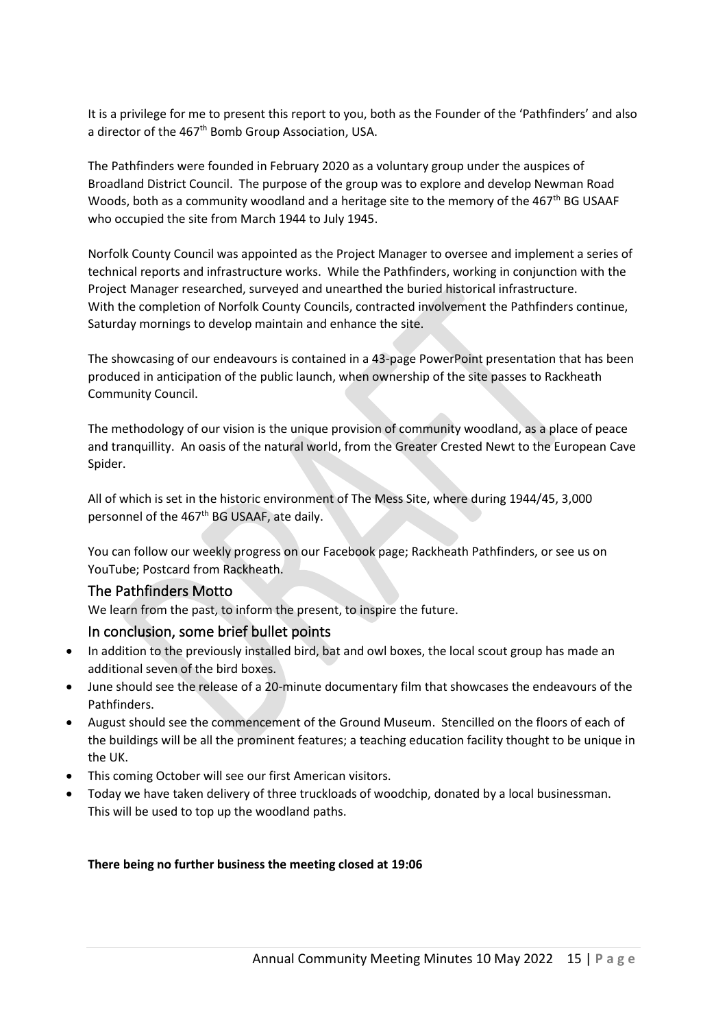It is a privilege for me to present this report to you, both as the Founder of the 'Pathfinders' and also a director of the 467th Bomb Group Association, USA.

The Pathfinders were founded in February 2020 as a voluntary group under the auspices of Broadland District Council. The purpose of the group was to explore and develop Newman Road Woods, both as a community woodland and a heritage site to the memory of the 467th BG USAAF who occupied the site from March 1944 to July 1945.

Norfolk County Council was appointed as the Project Manager to oversee and implement a series of technical reports and infrastructure works. While the Pathfinders, working in conjunction with the Project Manager researched, surveyed and unearthed the buried historical infrastructure. With the completion of Norfolk County Councils, contracted involvement the Pathfinders continue, Saturday mornings to develop maintain and enhance the site.

The showcasing of our endeavours is contained in a 43-page PowerPoint presentation that has been produced in anticipation of the public launch, when ownership of the site passes to Rackheath Community Council.

The methodology of our vision is the unique provision of community woodland, as a place of peace and tranquillity. An oasis of the natural world, from the Greater Crested Newt to the European Cave Spider.

All of which is set in the historic environment of The Mess Site, where during 1944/45, 3,000 personnel of the 467th BG USAAF, ate daily.

You can follow our weekly progress on our Facebook page; Rackheath Pathfinders, or see us on YouTube; Postcard from Rackheath.

## The Pathfinders Motto

We learn from the past, to inform the present, to inspire the future.

## In conclusion, some brief bullet points

- In addition to the previously installed bird, bat and owl boxes, the local scout group has made an additional seven of the bird boxes.
- June should see the release of a 20-minute documentary film that showcases the endeavours of the Pathfinders.
- August should see the commencement of the Ground Museum. Stencilled on the floors of each of the buildings will be all the prominent features; a teaching education facility thought to be unique in the UK.
- This coming October will see our first American visitors.
- Today we have taken delivery of three truckloads of woodchip, donated by a local businessman. This will be used to top up the woodland paths.

**There being no further business the meeting closed at 19:06**